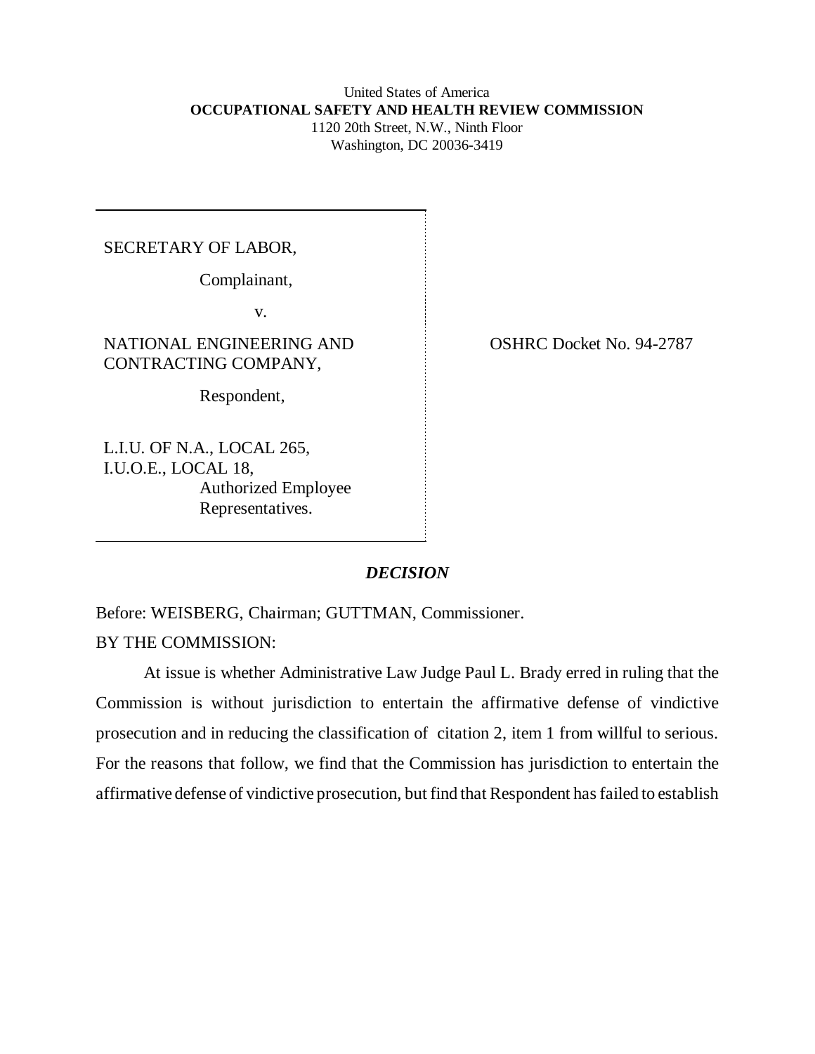United States of America
**OCCUPATIONAL SAFETY AND HEALTH REVIEW COMMISSION**
1120 20th Street, N.W., Ninth Floor
Washington, DC 20036-3419

| | |
|---|---|
| SECRETARY OF LABOR,<br><br>Complainant,<br><br>v.<br><br>NATIONAL ENGINEERING AND CONTRACTING COMPANY,<br><br>Respondent,<br><br>L.I.U. OF N.A., LOCAL 265,<br>I.U.O.E., LOCAL 18,<br>Authorized Employee Representatives. | OSHRC Docket No. 94-2787 |

## *DECISION*

Before: WEISBERG, Chairman; GUTTMAN, Commissioner.

BY THE COMMISSION:

At issue is whether Administrative Law Judge Paul L. Brady erred in ruling that the Commission is without jurisdiction to entertain the affirmative defense of vindictive prosecution and in reducing the classification of citation 2, item 1 from willful to serious. For the reasons that follow, we find that the Commission has jurisdiction to entertain the affirmative defense of vindictive prosecution, but find that Respondent has failed to establish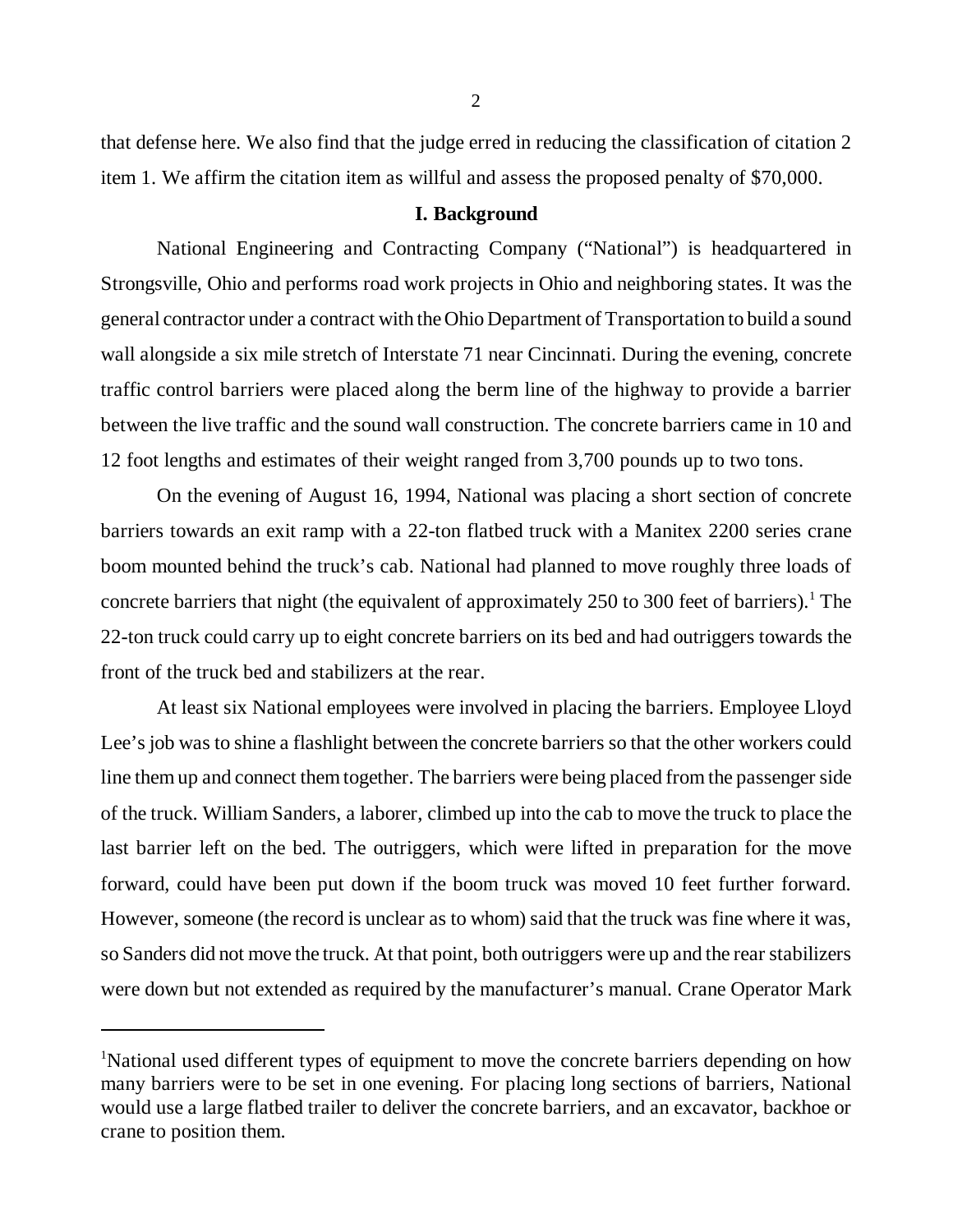that defense here. We also find that the judge erred in reducing the classification of citation 2 item 1. We affirm the citation item as willful and assess the proposed penalty of $70,000.

**I. Background**

National Engineering and Contracting Company ("National") is headquartered in Strongsville, Ohio and performs road work projects in Ohio and neighboring states. It was the general contractor under a contract with the Ohio Department of Transportation to build a sound wall alongside a six mile stretch of Interstate 71 near Cincinnati. During the evening, concrete traffic control barriers were placed along the berm line of the highway to provide a barrier between the live traffic and the sound wall construction. The concrete barriers came in 10 and 12 foot lengths and estimates of their weight ranged from 3,700 pounds up to two tons.

On the evening of August 16, 1994, National was placing a short section of concrete barriers towards an exit ramp with a 22-ton flatbed truck with a Manitex 2200 series crane boom mounted behind the truck's cab. National had planned to move roughly three loads of concrete barriers that night (the equivalent of approximately 250 to 300 feet of barriers).[1] The 22-ton truck could carry up to eight concrete barriers on its bed and had outriggers towards the front of the truck bed and stabilizers at the rear.

At least six National employees were involved in placing the barriers. Employee Lloyd Lee's job was to shine a flashlight between the concrete barriers so that the other workers could line them up and connect them together. The barriers were being placed from the passenger side of the truck. William Sanders, a laborer, climbed up into the cab to move the truck to place the last barrier left on the bed. The outriggers, which were lifted in preparation for the move forward, could have been put down if the boom truck was moved 10 feet further forward. However, someone (the record is unclear as to whom) said that the truck was fine where it was, so Sanders did not move the truck. At that point, both outriggers were up and the rear stabilizers were down but not extended as required by the manufacturer's manual. Crane Operator Mark

[1]National used different types of equipment to move the concrete barriers depending on how many barriers were to be set in one evening. For placing long sections of barriers, National would use a large flatbed trailer to deliver the concrete barriers, and an excavator, backhoe or crane to position them.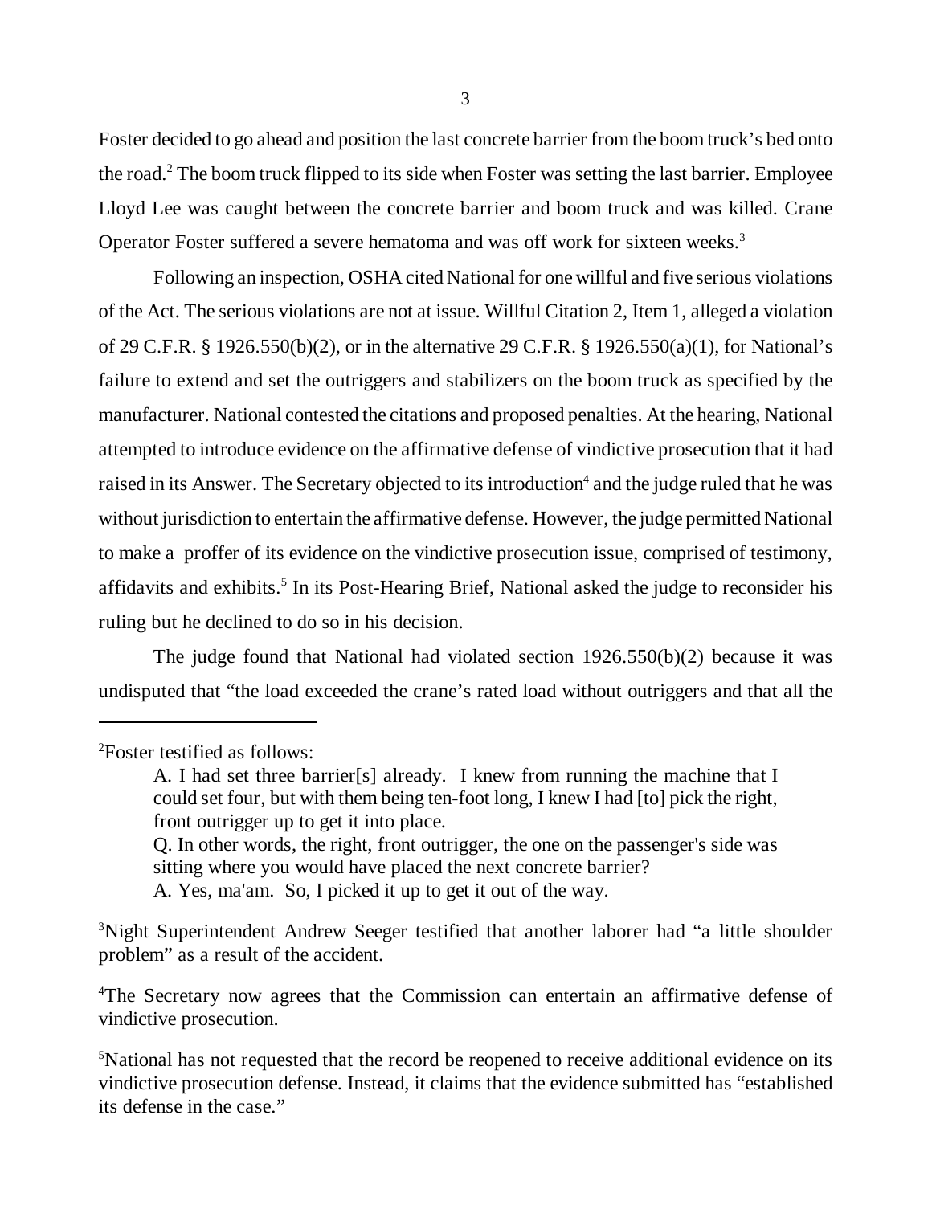Foster decided to go ahead and position the last concrete barrier from the boom truck's bed onto the road.[2] The boom truck flipped to its side when Foster was setting the last barrier. Employee Lloyd Lee was caught between the concrete barrier and boom truck and was killed. Crane Operator Foster suffered a severe hematoma and was off work for sixteen weeks.[3]

Following an inspection, OSHA cited National for one willful and five serious violations of the Act. The serious violations are not at issue. Willful Citation 2, Item 1, alleged a violation of 29 C.F.R. § 1926.550(b)(2), or in the alternative 29 C.F.R. § 1926.550(a)(1), for National's failure to extend and set the outriggers and stabilizers on the boom truck as specified by the manufacturer. National contested the citations and proposed penalties. At the hearing, National attempted to introduce evidence on the affirmative defense of vindictive prosecution that it had raised in its Answer. The Secretary objected to its introduction[4] and the judge ruled that he was without jurisdiction to entertain the affirmative defense. However, the judge permitted National to make a proffer of its evidence on the vindictive prosecution issue, comprised of testimony, affidavits and exhibits.[5] In its Post-Hearing Brief, National asked the judge to reconsider his ruling but he declined to do so in his decision.

The judge found that National had violated section 1926.550(b)(2) because it was undisputed that "the load exceeded the crane's rated load without outriggers and that all the

---

[2]Foster testified as follows:

> A. I had set three barrier[s] already. I knew from running the machine that I could set four, but with them being ten-foot long, I knew I had [to] pick the right, front outrigger up to get it into place.
>
> Q. In other words, the right, front outrigger, the one on the passenger's side was sitting where you would have placed the next concrete barrier?
>
> A. Yes, ma'am. So, I picked it up to get it out of the way.

[3]Night Superintendent Andrew Seeger testified that another laborer had "a little shoulder problem" as a result of the accident.

[4]The Secretary now agrees that the Commission can entertain an affirmative defense of vindictive prosecution.

[5]National has not requested that the record be reopened to receive additional evidence on its vindictive prosecution defense. Instead, it claims that the evidence submitted has "established its defense in the case."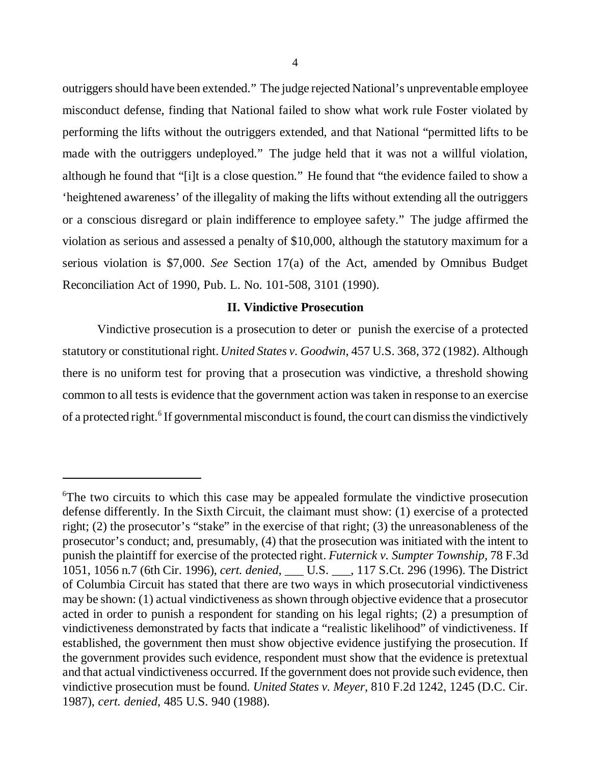outriggers should have been extended." The judge rejected National's unpreventable employee misconduct defense, finding that National failed to show what work rule Foster violated by performing the lifts without the outriggers extended, and that National "permitted lifts to be made with the outriggers undeployed." The judge held that it was not a willful violation, although he found that "[i]t is a close question." He found that "the evidence failed to show a 'heightened awareness' of the illegality of making the lifts without extending all the outriggers or a conscious disregard or plain indifference to employee safety." The judge affirmed the violation as serious and assessed a penalty of $10,000, although the statutory maximum for a serious violation is $7,000. *See* Section 17(a) of the Act, amended by Omnibus Budget Reconciliation Act of 1990, Pub. L. No. 101-508, 3101 (1990).

## II. Vindictive Prosecution

Vindictive prosecution is a prosecution to deter or punish the exercise of a protected statutory or constitutional right. *United States v. Goodwin*, 457 U.S. 368, 372 (1982). Although there is no uniform test for proving that a prosecution was vindictive, a threshold showing common to all tests is evidence that the government action was taken in response to an exercise of a protected right.[6] If governmental misconduct is found, the court can dismiss the vindictively

---

[6]The two circuits to which this case may be appealed formulate the vindictive prosecution defense differently. In the Sixth Circuit, the claimant must show: (1) exercise of a protected right; (2) the prosecutor's "stake" in the exercise of that right; (3) the unreasonableness of the prosecutor's conduct; and, presumably, (4) that the prosecution was initiated with the intent to punish the plaintiff for exercise of the protected right. *Futernick v. Sumpter Township*, 78 F.3d 1051, 1056 n.7 (6th Cir. 1996), *cert. denied*, ___ U.S. ___, 117 S.Ct. 296 (1996). The District of Columbia Circuit has stated that there are two ways in which prosecutorial vindictiveness may be shown: (1) actual vindictiveness as shown through objective evidence that a prosecutor acted in order to punish a respondent for standing on his legal rights; (2) a presumption of vindictiveness demonstrated by facts that indicate a "realistic likelihood" of vindictiveness. If established, the government then must show objective evidence justifying the prosecution. If the government provides such evidence, respondent must show that the evidence is pretextual and that actual vindictiveness occurred. If the government does not provide such evidence, then vindictive prosecution must be found. *United States v. Meyer*, 810 F.2d 1242, 1245 (D.C. Cir. 1987), *cert. denied*, 485 U.S. 940 (1988).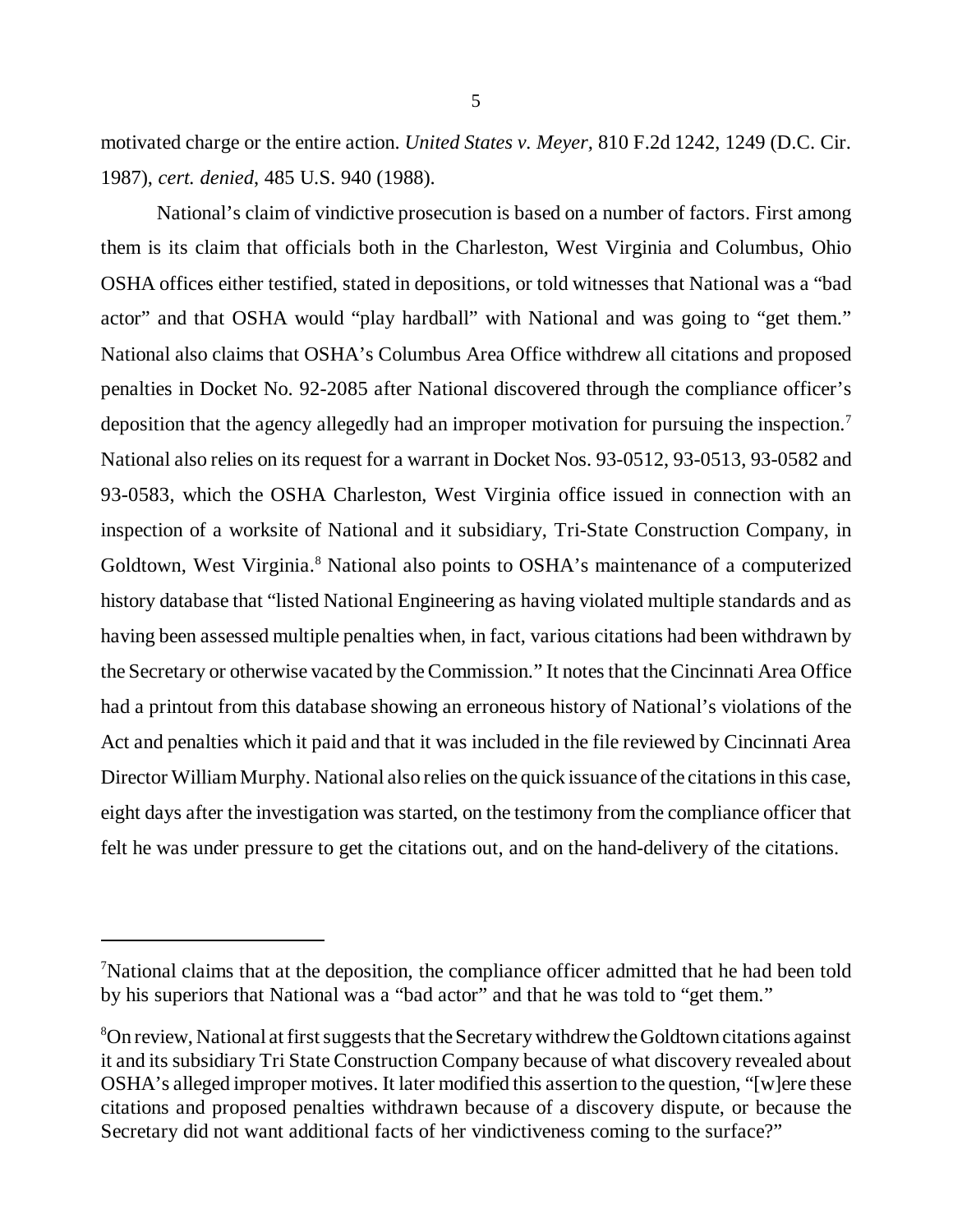motivated charge or the entire action. *United States v. Meyer,* 810 F.2d 1242, 1249 (D.C. Cir. 1987), *cert. denied*, 485 U.S. 940 (1988).

National's claim of vindictive prosecution is based on a number of factors. First among them is its claim that officials both in the Charleston, West Virginia and Columbus, Ohio OSHA offices either testified, stated in depositions, or told witnesses that National was a "bad actor" and that OSHA would "play hardball" with National and was going to "get them." National also claims that OSHA's Columbus Area Office withdrew all citations and proposed penalties in Docket No. 92-2085 after National discovered through the compliance officer's deposition that the agency allegedly had an improper motivation for pursuing the inspection.[7] National also relies on its request for a warrant in Docket Nos. 93-0512, 93-0513, 93-0582 and 93-0583, which the OSHA Charleston, West Virginia office issued in connection with an inspection of a worksite of National and it subsidiary, Tri-State Construction Company, in Goldtown, West Virginia.[8] National also points to OSHA's maintenance of a computerized history database that "listed National Engineering as having violated multiple standards and as having been assessed multiple penalties when, in fact, various citations had been withdrawn by the Secretary or otherwise vacated by the Commission." It notes that the Cincinnati Area Office had a printout from this database showing an erroneous history of National's violations of the Act and penalties which it paid and that it was included in the file reviewed by Cincinnati Area Director William Murphy. National also relies on the quick issuance of the citations in this case, eight days after the investigation was started, on the testimony from the compliance officer that felt he was under pressure to get the citations out, and on the hand-delivery of the citations.

---

[7]National claims that at the deposition, the compliance officer admitted that he had been told by his superiors that National was a "bad actor" and that he was told to "get them."

[8]On review, National at first suggests that the Secretary withdrew the Goldtown citations against it and its subsidiary Tri State Construction Company because of what discovery revealed about OSHA's alleged improper motives. It later modified this assertion to the question, "[w]ere these citations and proposed penalties withdrawn because of a discovery dispute, or because the Secretary did not want additional facts of her vindictiveness coming to the surface?"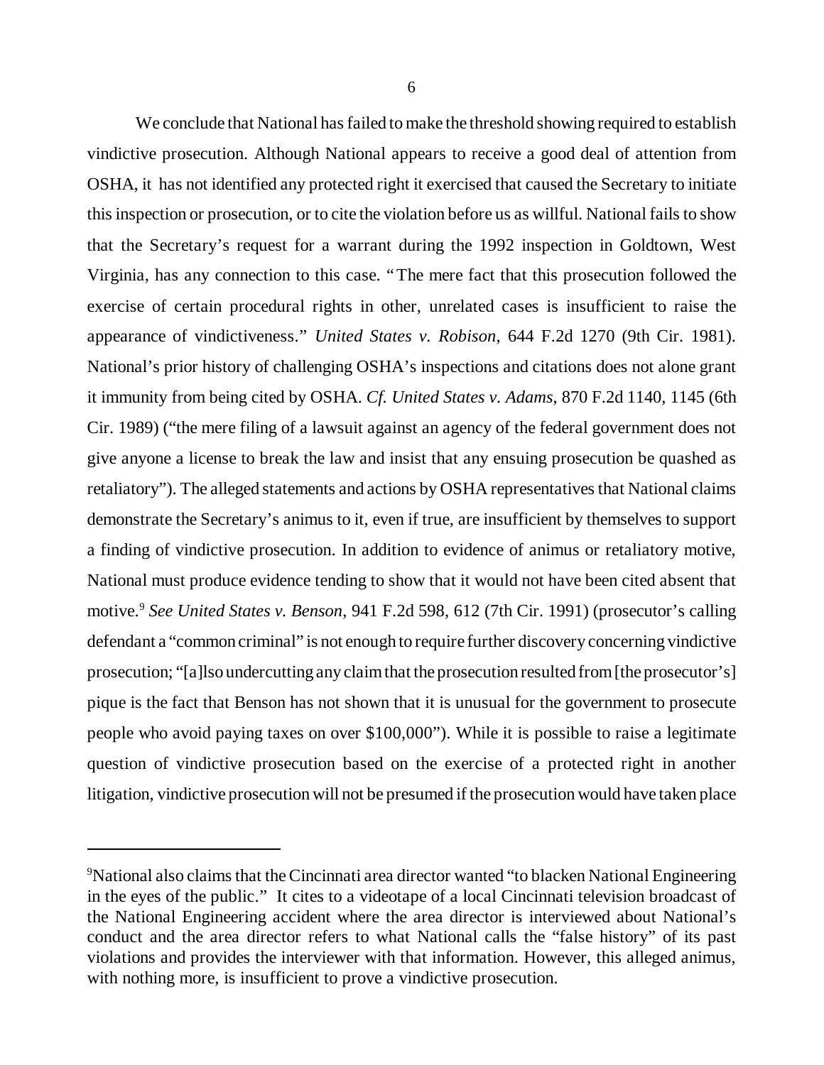We conclude that National has failed to make the threshold showing required to establish vindictive prosecution. Although National appears to receive a good deal of attention from OSHA, it has not identified any protected right it exercised that caused the Secretary to initiate this inspection or prosecution, or to cite the violation before us as willful. National fails to show that the Secretary's request for a warrant during the 1992 inspection in Goldtown, West Virginia, has any connection to this case. "The mere fact that this prosecution followed the exercise of certain procedural rights in other, unrelated cases is insufficient to raise the appearance of vindictiveness." *United States v. Robison*, 644 F.2d 1270 (9th Cir. 1981). National's prior history of challenging OSHA's inspections and citations does not alone grant it immunity from being cited by OSHA. *Cf. United States v. Adams*, 870 F.2d 1140, 1145 (6th Cir. 1989) ("the mere filing of a lawsuit against an agency of the federal government does not give anyone a license to break the law and insist that any ensuing prosecution be quashed as retaliatory"). The alleged statements and actions by OSHA representatives that National claims demonstrate the Secretary's animus to it, even if true, are insufficient by themselves to support a finding of vindictive prosecution. In addition to evidence of animus or retaliatory motive, National must produce evidence tending to show that it would not have been cited absent that motive.[9] *See United States v. Benson*, 941 F.2d 598, 612 (7th Cir. 1991) (prosecutor's calling defendant a "common criminal" is not enough to require further discovery concerning vindictive prosecution; "[a]lso undercutting any claim that the prosecution resulted from [the prosecutor's] pique is the fact that Benson has not shown that it is unusual for the government to prosecute people who avoid paying taxes on over $100,000"). While it is possible to raise a legitimate question of vindictive prosecution based on the exercise of a protected right in another litigation, vindictive prosecution will not be presumed if the prosecution would have taken place

---

[9]National also claims that the Cincinnati area director wanted "to blacken National Engineering in the eyes of the public." It cites to a videotape of a local Cincinnati television broadcast of the National Engineering accident where the area director is interviewed about National's conduct and the area director refers to what National calls the "false history" of its past violations and provides the interviewer with that information. However, this alleged animus, with nothing more, is insufficient to prove a vindictive prosecution.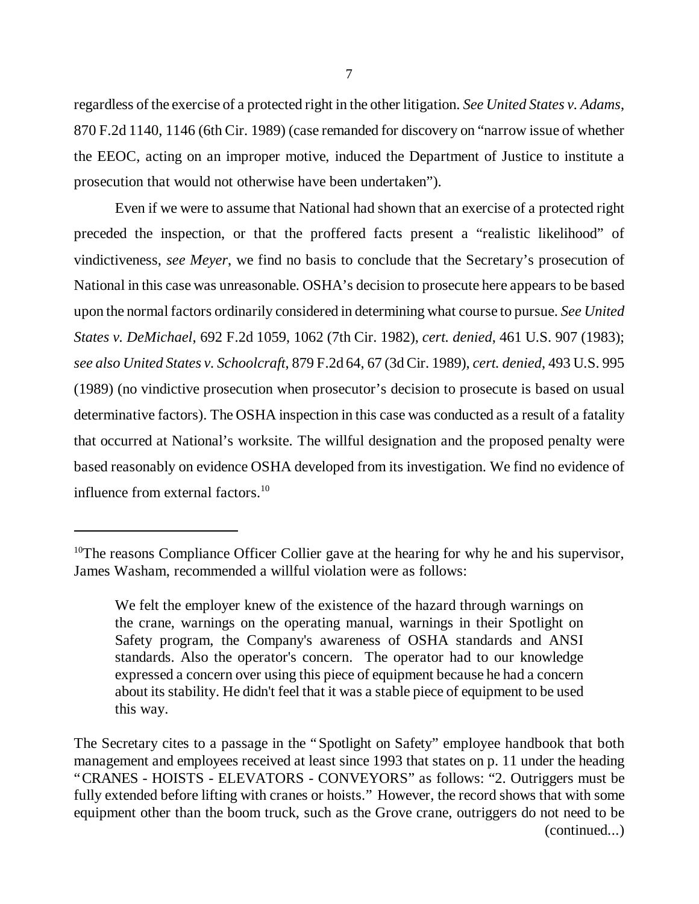regardless of the exercise of a protected right in the other litigation. *See United States v. Adams*, 870 F.2d 1140, 1146 (6th Cir. 1989) (case remanded for discovery on "narrow issue of whether the EEOC, acting on an improper motive, induced the Department of Justice to institute a prosecution that would not otherwise have been undertaken").

Even if we were to assume that National had shown that an exercise of a protected right preceded the inspection, or that the proffered facts present a "realistic likelihood" of vindictiveness, *see Meyer*, we find no basis to conclude that the Secretary's prosecution of National in this case was unreasonable. OSHA's decision to prosecute here appears to be based upon the normal factors ordinarily considered in determining what course to pursue. *See United States v. DeMichael*, 692 F.2d 1059, 1062 (7th Cir. 1982), *cert. denied*, 461 U.S. 907 (1983); *see also United States v. Schoolcraft*, 879 F.2d 64, 67 (3d Cir. 1989), *cert. denied*, 493 U.S. 995 (1989) (no vindictive prosecution when prosecutor's decision to prosecute is based on usual determinative factors). The OSHA inspection in this case was conducted as a result of a fatality that occurred at National's worksite. The willful designation and the proposed penalty were based reasonably on evidence OSHA developed from its investigation. We find no evidence of influence from external factors.[10]

---

[10]The reasons Compliance Officer Collier gave at the hearing for why he and his supervisor, James Washam, recommended a willful violation were as follows:

> We felt the employer knew of the existence of the hazard through warnings on the crane, warnings on the operating manual, warnings in their Spotlight on Safety program, the Company's awareness of OSHA standards and ANSI standards. Also the operator's concern. The operator had to our knowledge expressed a concern over using this piece of equipment because he had a concern about its stability. He didn't feel that it was a stable piece of equipment to be used this way.

The Secretary cites to a passage in the "Spotlight on Safety" employee handbook that both management and employees received at least since 1993 that states on p. 11 under the heading "CRANES - HOISTS - ELEVATORS - CONVEYORS" as follows: "2. Outriggers must be fully extended before lifting with cranes or hoists." However, the record shows that with some equipment other than the boom truck, such as the Grove crane, outriggers do not need to be (continued...)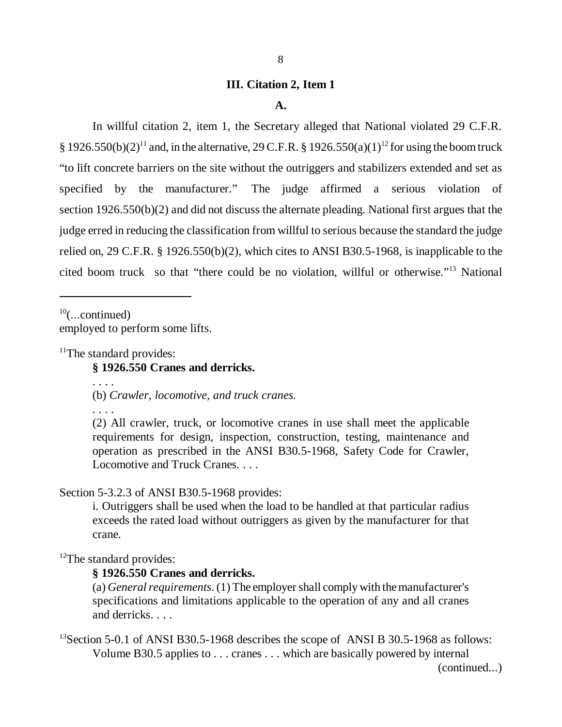### III. Citation 2, Item 1

**A.**

In willful citation 2, item 1, the Secretary alleged that National violated 29 C.F.R. § 1926.550(b)(2)[11] and, in the alternative, 29 C.F.R. § 1926.550(a)(1)[12] for using the boom truck "to lift concrete barriers on the site without the outriggers and stabilizers extended and set as specified by the manufacturer." The judge affirmed a serious violation of section 1926.550(b)(2) and did not discuss the alternate pleading. National first argues that the judge erred in reducing the classification from willful to serious because the standard the judge relied on, 29 C.F.R. § 1926.550(b)(2), which cites to ANSI B30.5-1968, is inapplicable to the cited boom truck so that "there could be no violation, willful or otherwise."[13] National

---

[10](...continued)
employed to perform some lifts.

[11]The standard provides:

> **§ 1926.550 Cranes and derricks.**
>
> . . . .
>
> (b) *Crawler, locomotive, and truck cranes.*
>
> . . . .
>
> (2) All crawler, truck, or locomotive cranes in use shall meet the applicable requirements for design, inspection, construction, testing, maintenance and operation as prescribed in the ANSI B30.5-1968, Safety Code for Crawler, Locomotive and Truck Cranes. . . .

Section 5-3.2.3 of ANSI B30.5-1968 provides:

> i. Outriggers shall be used when the load to be handled at that particular radius exceeds the rated load without outriggers as given by the manufacturer for that crane.

[12]The standard provides:

> **§ 1926.550 Cranes and derricks.**
>
> (a) *General requirements*. (1) The employer shall comply with the manufacturer's specifications and limitations applicable to the operation of any and all cranes and derricks. . . .

[13]Section 5-0.1 of ANSI B30.5-1968 describes the scope of ANSI B 30.5-1968 as follows:

> Volume B30.5 applies to . . . cranes . . . which are basically powered by internal

(continued...)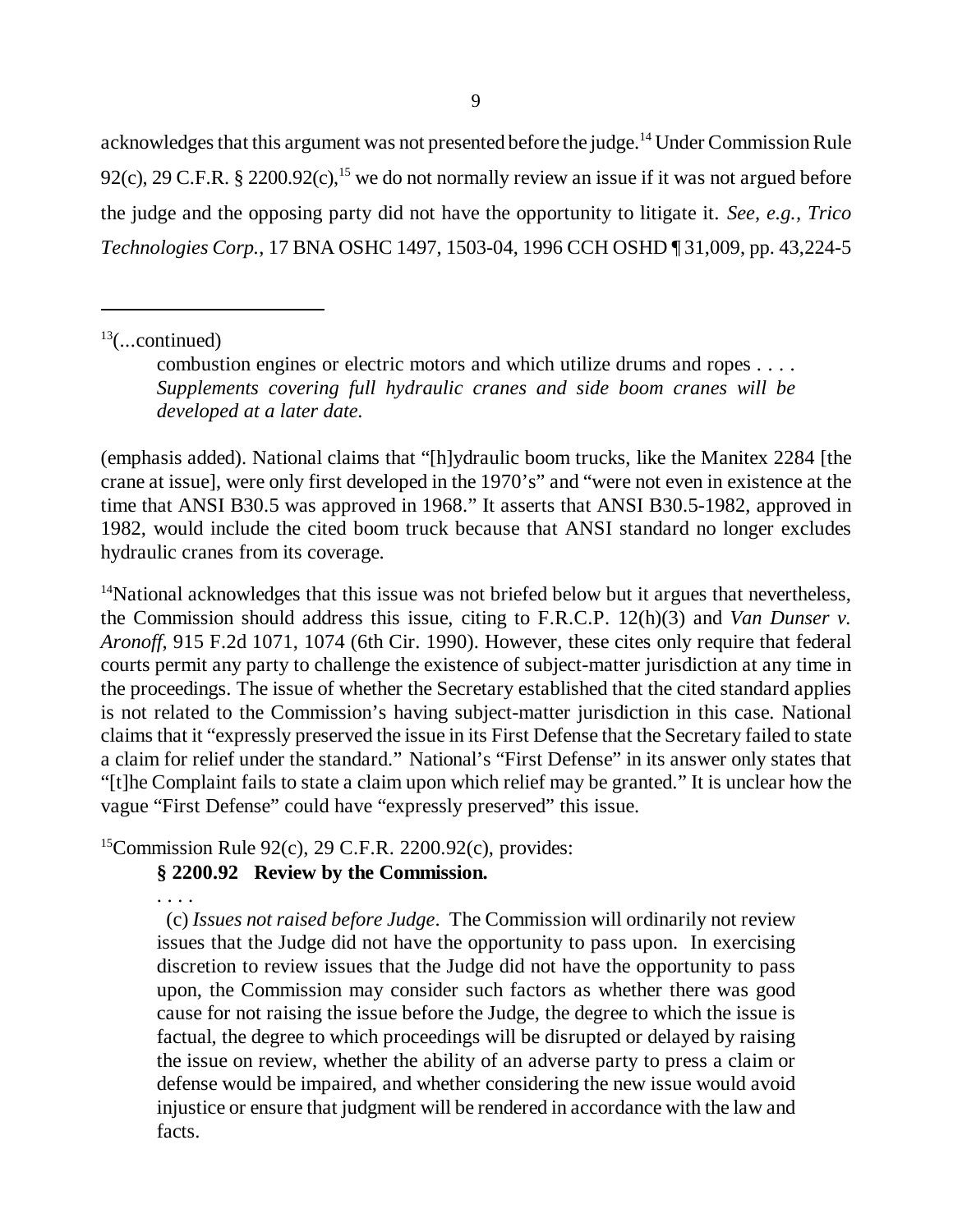acknowledges that this argument was not presented before the judge.[14] Under Commission Rule 92(c), 29 C.F.R. § 2200.92(c),[15] we do not normally review an issue if it was not argued before the judge and the opposing party did not have the opportunity to litigate it. *See, e.g., Trico Technologies Corp.*, 17 BNA OSHC 1497, 1503-04, 1996 CCH OSHD ¶ 31,009, pp. 43,224-5

---

[13](...continued)

> combustion engines or electric motors and which utilize drums and ropes . . . . *Supplements covering full hydraulic cranes and side boom cranes will be developed at a later date.*

(emphasis added). National claims that "[h]ydraulic boom trucks, like the Manitex 2284 [the crane at issue], were only first developed in the 1970's" and "were not even in existence at the time that ANSI B30.5 was approved in 1968." It asserts that ANSI B30.5-1982, approved in 1982, would include the cited boom truck because that ANSI standard no longer excludes hydraulic cranes from its coverage.

[14]National acknowledges that this issue was not briefed below but it argues that nevertheless, the Commission should address this issue, citing to F.R.C.P. 12(h)(3) and *Van Dunser v. Aronoff*, 915 F.2d 1071, 1074 (6th Cir. 1990). However, these cites only require that federal courts permit any party to challenge the existence of subject-matter jurisdiction at any time in the proceedings. The issue of whether the Secretary established that the cited standard applies is not related to the Commission's having subject-matter jurisdiction in this case. National claims that it "expressly preserved the issue in its First Defense that the Secretary failed to state a claim for relief under the standard." National's "First Defense" in its answer only states that "[t]he Complaint fails to state a claim upon which relief may be granted." It is unclear how the vague "First Defense" could have "expressly preserved" this issue.

[15]Commission Rule 92(c), 29 C.F.R. 2200.92(c), provides:

> **§ 2200.92 Review by the Commission.**
>
> . . . .
>
> (c) *Issues not raised before Judge*. The Commission will ordinarily not review issues that the Judge did not have the opportunity to pass upon. In exercising discretion to review issues that the Judge did not have the opportunity to pass upon, the Commission may consider such factors as whether there was good cause for not raising the issue before the Judge, the degree to which the issue is factual, the degree to which proceedings will be disrupted or delayed by raising the issue on review, whether the ability of an adverse party to press a claim or defense would be impaired, and whether considering the new issue would avoid injustice or ensure that judgment will be rendered in accordance with the law and facts.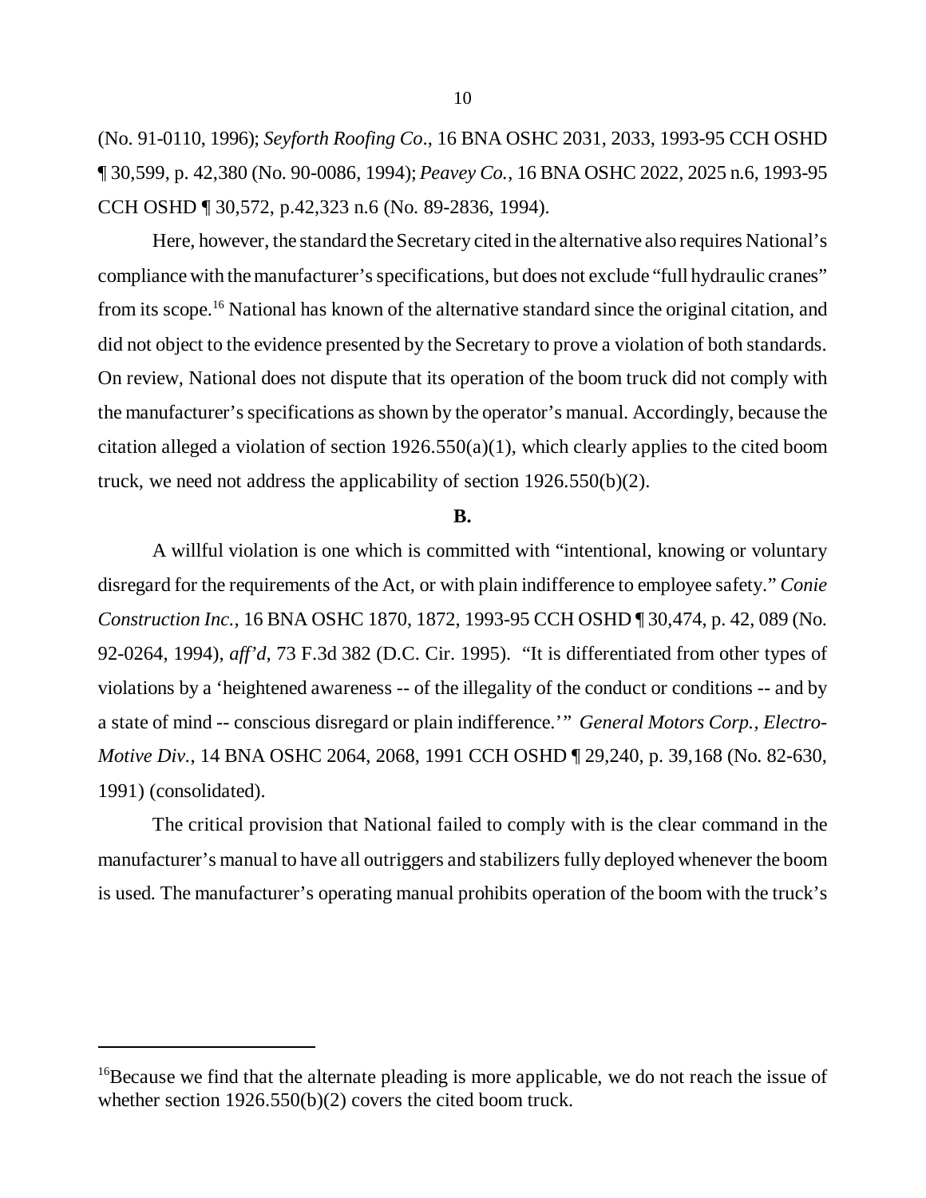(No. 91-0110, 1996); *Seyforth Roofing Co*., 16 BNA OSHC 2031, 2033, 1993-95 CCH OSHD ¶ 30,599, p. 42,380 (No. 90-0086, 1994); *Peavey Co.*, 16 BNA OSHC 2022, 2025 n.6, 1993-95 CCH OSHD ¶ 30,572, p.42,323 n.6 (No. 89-2836, 1994).

Here, however, the standard the Secretary cited in the alternative also requires National's compliance with the manufacturer's specifications, but does not exclude "full hydraulic cranes" from its scope.[16] National has known of the alternative standard since the original citation, and did not object to the evidence presented by the Secretary to prove a violation of both standards. On review, National does not dispute that its operation of the boom truck did not comply with the manufacturer's specifications as shown by the operator's manual. Accordingly, because the citation alleged a violation of section 1926.550(a)(1), which clearly applies to the cited boom truck, we need not address the applicability of section 1926.550(b)(2).

**B.**

A willful violation is one which is committed with "intentional, knowing or voluntary disregard for the requirements of the Act, or with plain indifference to employee safety." *Conie Construction Inc.*, 16 BNA OSHC 1870, 1872, 1993-95 CCH OSHD ¶ 30,474, p. 42, 089 (No. 92-0264, 1994), *aff'd*, 73 F.3d 382 (D.C. Cir. 1995). "It is differentiated from other types of violations by a 'heightened awareness -- of the illegality of the conduct or conditions -- and by a state of mind -- conscious disregard or plain indifference.'" *General Motors Corp., Electro-Motive Div.*, 14 BNA OSHC 2064, 2068, 1991 CCH OSHD ¶ 29,240, p. 39,168 (No. 82-630, 1991) (consolidated).

The critical provision that National failed to comply with is the clear command in the manufacturer's manual to have all outriggers and stabilizers fully deployed whenever the boom is used. The manufacturer's operating manual prohibits operation of the boom with the truck's

---

[16] Because we find that the alternate pleading is more applicable, we do not reach the issue of whether section 1926.550(b)(2) covers the cited boom truck.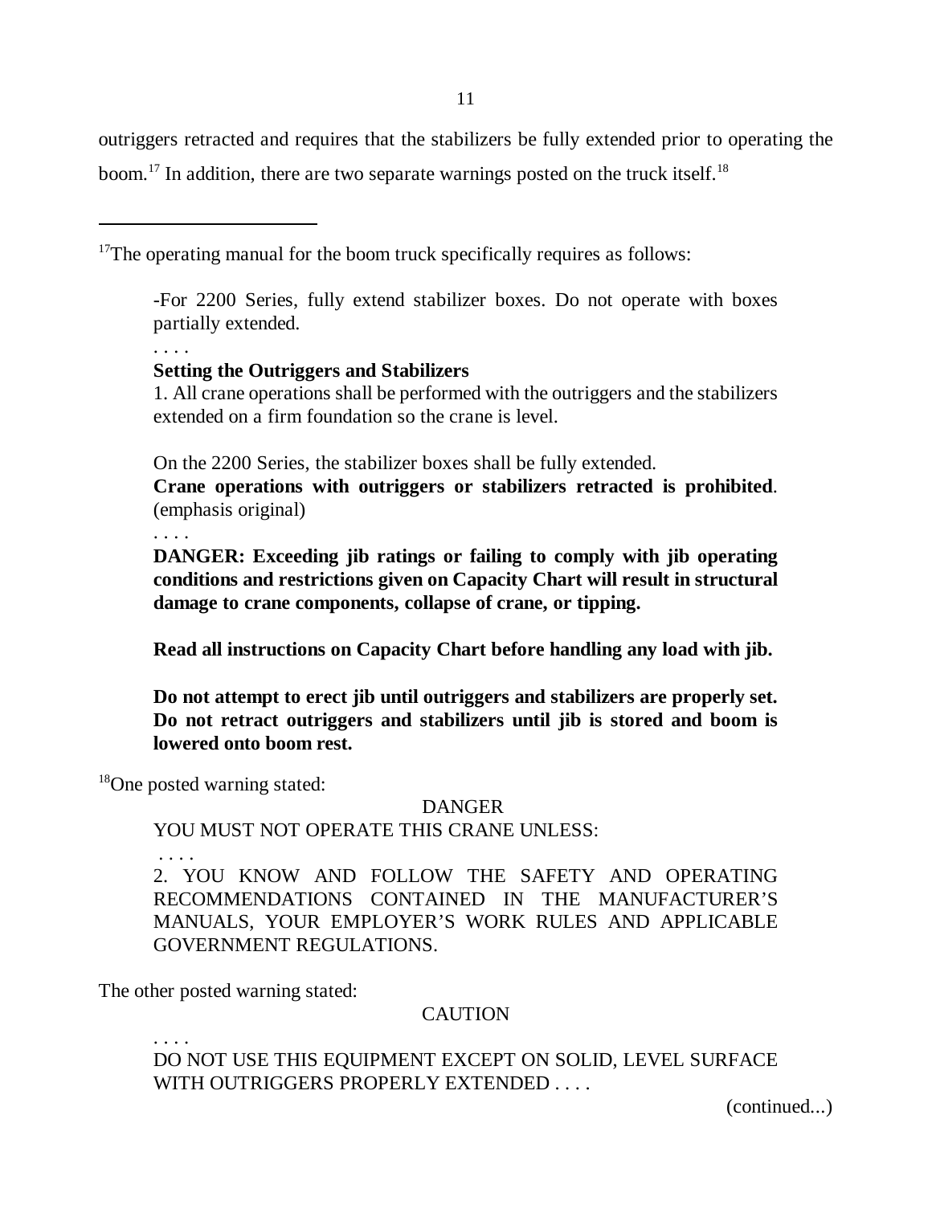outriggers retracted and requires that the stabilizers be fully extended prior to operating the boom.[17] In addition, there are two separate warnings posted on the truck itself.[18]

---

[17]The operating manual for the boom truck specifically requires as follows:

> -For 2200 Series, fully extend stabilizer boxes. Do not operate with boxes partially extended.
>
> . . . .
>
> **Setting the Outriggers and Stabilizers**
>
> 1. All crane operations shall be performed with the outriggers and the stabilizers extended on a firm foundation so the crane is level.
>
> On the 2200 Series, the stabilizer boxes shall be fully extended.
> **Crane operations with outriggers or stabilizers retracted is prohibited**. (emphasis original)
>
> . . . .
>
> **DANGER: Exceeding jib ratings or failing to comply with jib operating conditions and restrictions given on Capacity Chart will result in structural damage to crane components, collapse of crane, or tipping.**
>
> **Read all instructions on Capacity Chart before handling any load with jib.**
>
> **Do not attempt to erect jib until outriggers and stabilizers are properly set. Do not retract outriggers and stabilizers until jib is stored and boom is lowered onto boom rest.**

[18]One posted warning stated:

> DANGER
>
> YOU MUST NOT OPERATE THIS CRANE UNLESS:
>
> . . . .
>
> 2. YOU KNOW AND FOLLOW THE SAFETY AND OPERATING RECOMMENDATIONS CONTAINED IN THE MANUFACTURER'S MANUALS, YOUR EMPLOYER'S WORK RULES AND APPLICABLE GOVERNMENT REGULATIONS.

The other posted warning stated:

> CAUTION
>
> . . . .
>
> DO NOT USE THIS EQUIPMENT EXCEPT ON SOLID, LEVEL SURFACE WITH OUTRIGGERS PROPERLY EXTENDED . . . .

(continued...)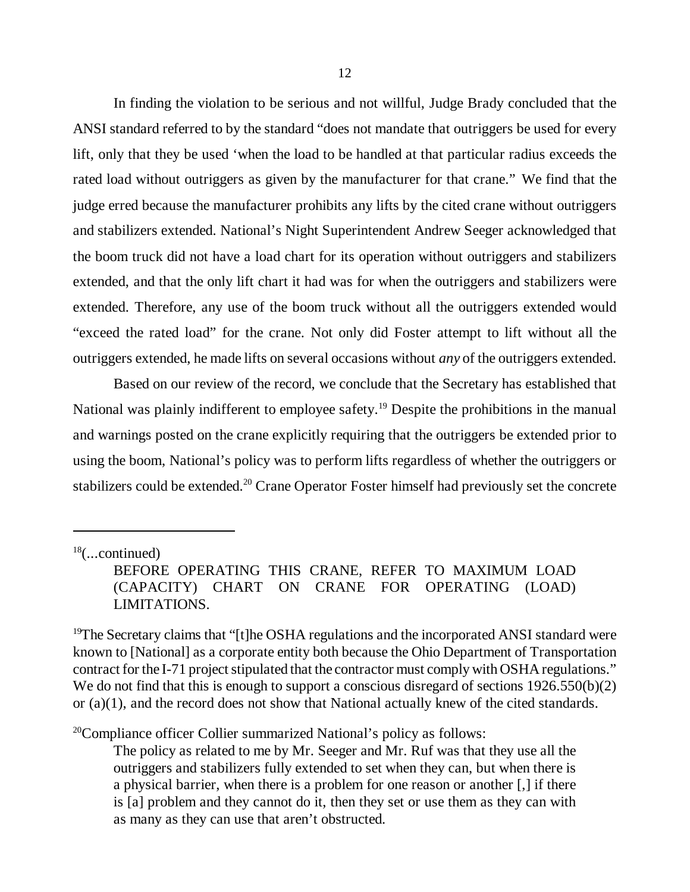In finding the violation to be serious and not willful, Judge Brady concluded that the ANSI standard referred to by the standard "does not mandate that outriggers be used for every lift, only that they be used 'when the load to be handled at that particular radius exceeds the rated load without outriggers as given by the manufacturer for that crane." We find that the judge erred because the manufacturer prohibits any lifts by the cited crane without outriggers and stabilizers extended. National's Night Superintendent Andrew Seeger acknowledged that the boom truck did not have a load chart for its operation without outriggers and stabilizers extended, and that the only lift chart it had was for when the outriggers and stabilizers were extended. Therefore, any use of the boom truck without all the outriggers extended would "exceed the rated load" for the crane. Not only did Foster attempt to lift without all the outriggers extended, he made lifts on several occasions without *any* of the outriggers extended.

Based on our review of the record, we conclude that the Secretary has established that National was plainly indifferent to employee safety.[19] Despite the prohibitions in the manual and warnings posted on the crane explicitly requiring that the outriggers be extended prior to using the boom, National's policy was to perform lifts regardless of whether the outriggers or stabilizers could be extended.[20] Crane Operator Foster himself had previously set the concrete

---

[18](...continued)

> BEFORE OPERATING THIS CRANE, REFER TO MAXIMUM LOAD (CAPACITY) CHART ON CRANE FOR OPERATING (LOAD) LIMITATIONS.

[19]The Secretary claims that "[t]he OSHA regulations and the incorporated ANSI standard were known to [National] as a corporate entity both because the Ohio Department of Transportation contract for the I-71 project stipulated that the contractor must comply with OSHA regulations." We do not find that this is enough to support a conscious disregard of sections 1926.550(b)(2) or (a)(1), and the record does not show that National actually knew of the cited standards.

[20]Compliance officer Collier summarized National's policy as follows:

> The policy as related to me by Mr. Seeger and Mr. Ruf was that they use all the outriggers and stabilizers fully extended to set when they can, but when there is a physical barrier, when there is a problem for one reason or another [,] if there is [a] problem and they cannot do it, then they set or use them as they can with as many as they can use that aren't obstructed.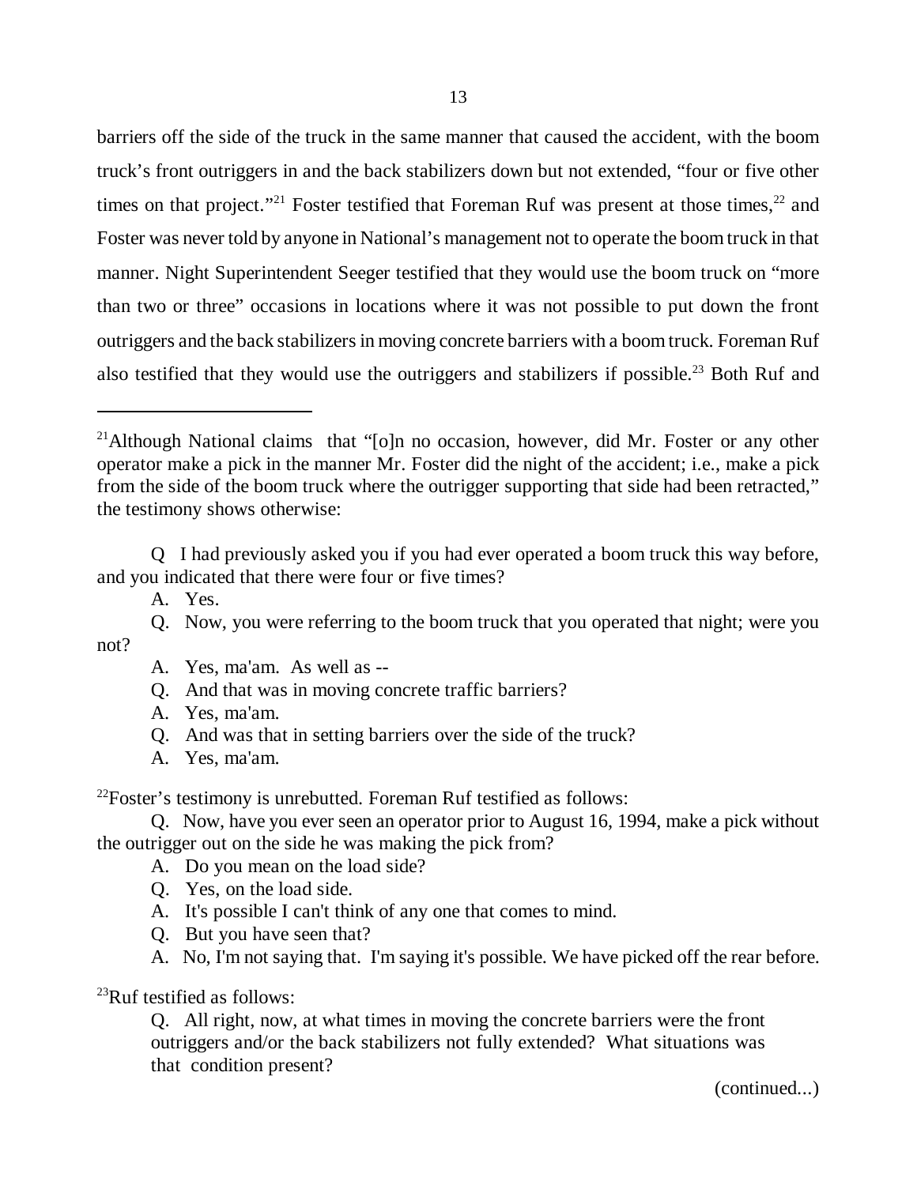barriers off the side of the truck in the same manner that caused the accident, with the boom truck's front outriggers in and the back stabilizers down but not extended, "four or five other times on that project."[21] Foster testified that Foreman Ruf was present at those times,[22] and Foster was never told by anyone in National's management not to operate the boom truck in that manner. Night Superintendent Seeger testified that they would use the boom truck on "more than two or three" occasions in locations where it was not possible to put down the front outriggers and the back stabilizers in moving concrete barriers with a boom truck. Foreman Ruf also testified that they would use the outriggers and stabilizers if possible.[23] Both Ruf and

---

[21]Although National claims that "[o]n no occasion, however, did Mr. Foster or any other operator make a pick in the manner Mr. Foster did the night of the accident; i.e., make a pick from the side of the boom truck where the outrigger supporting that side had been retracted," the testimony shows otherwise:

Q I had previously asked you if you had ever operated a boom truck this way before, and you indicated that there were four or five times?

A. Yes.

Q. Now, you were referring to the boom truck that you operated that night; were you not?

A. Yes, ma'am. As well as --

Q. And that was in moving concrete traffic barriers?

A. Yes, ma'am.

Q. And was that in setting barriers over the side of the truck?

A. Yes, ma'am.

[22]Foster's testimony is unrebutted. Foreman Ruf testified as follows:

Q. Now, have you ever seen an operator prior to August 16, 1994, make a pick without the outrigger out on the side he was making the pick from?

A. Do you mean on the load side?

Q. Yes, on the load side.

A. It's possible I can't think of any one that comes to mind.

Q. But you have seen that?

A. No, I'm not saying that. I'm saying it's possible. We have picked off the rear before.

[23]Ruf testified as follows:

Q. All right, now, at what times in moving the concrete barriers were the front outriggers and/or the back stabilizers not fully extended? What situations was that condition present?

(continued...)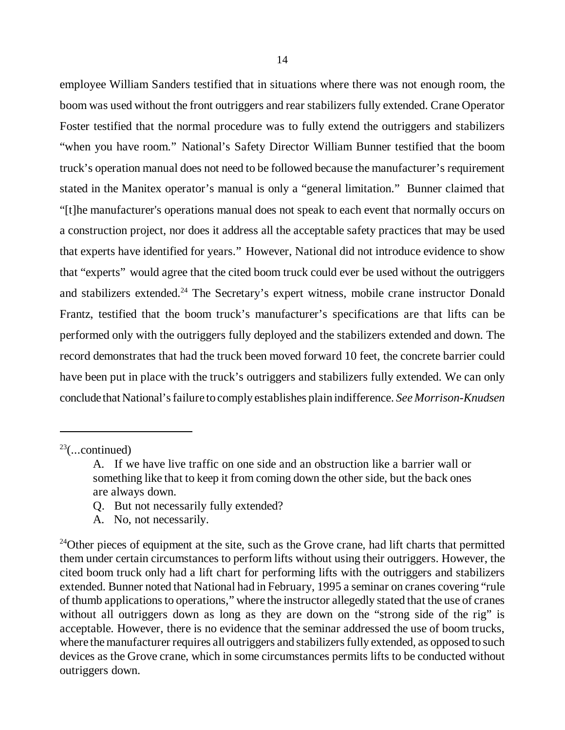employee William Sanders testified that in situations where there was not enough room, the boom was used without the front outriggers and rear stabilizers fully extended. Crane Operator Foster testified that the normal procedure was to fully extend the outriggers and stabilizers "when you have room." National's Safety Director William Bunner testified that the boom truck's operation manual does not need to be followed because the manufacturer's requirement stated in the Manitex operator's manual is only a "general limitation." Bunner claimed that "[t]he manufacturer's operations manual does not speak to each event that normally occurs on a construction project, nor does it address all the acceptable safety practices that may be used that experts have identified for years." However, National did not introduce evidence to show that "experts" would agree that the cited boom truck could ever be used without the outriggers and stabilizers extended.[24] The Secretary's expert witness, mobile crane instructor Donald Frantz, testified that the boom truck's manufacturer's specifications are that lifts can be performed only with the outriggers fully deployed and the stabilizers extended and down. The record demonstrates that had the truck been moved forward 10 feet, the concrete barrier could have been put in place with the truck's outriggers and stabilizers fully extended. We can only conclude that National's failure to comply establishes plain indifference. *See Morrison-Knudsen*

---

[23](...continued)

> A. If we have live traffic on one side and an obstruction like a barrier wall or something like that to keep it from coming down the other side, but the back ones are always down.
>
> Q. But not necessarily fully extended?
>
> A. No, not necessarily.

[24]Other pieces of equipment at the site, such as the Grove crane, had lift charts that permitted them under certain circumstances to perform lifts without using their outriggers. However, the cited boom truck only had a lift chart for performing lifts with the outriggers and stabilizers extended. Bunner noted that National had in February, 1995 a seminar on cranes covering "rule of thumb applications to operations," where the instructor allegedly stated that the use of cranes without all outriggers down as long as they are down on the "strong side of the rig" is acceptable. However, there is no evidence that the seminar addressed the use of boom trucks, where the manufacturer requires all outriggers and stabilizers fully extended, as opposed to such devices as the Grove crane, which in some circumstances permits lifts to be conducted without outriggers down.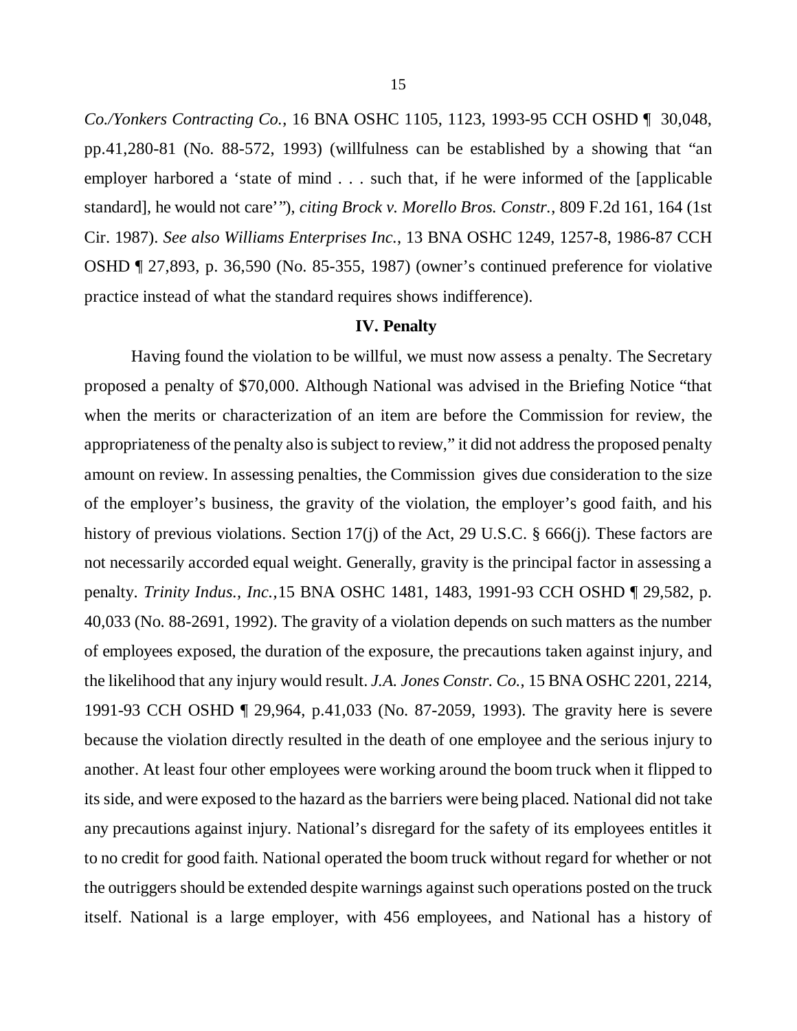*Co./Yonkers Contracting Co.*, 16 BNA OSHC 1105, 1123, 1993-95 CCH OSHD ¶ 30,048, pp.41,280-81 (No. 88-572, 1993) (willfulness can be established by a showing that "an employer harbored a 'state of mind . . . such that, if he were informed of the [applicable standard], he would not care'"), *citing Brock v. Morello Bros. Constr.*, 809 F.2d 161, 164 (1st Cir. 1987). *See also Williams Enterprises Inc.*, 13 BNA OSHC 1249, 1257-8, 1986-87 CCH OSHD ¶ 27,893, p. 36,590 (No. 85-355, 1987) (owner's continued preference for violative practice instead of what the standard requires shows indifference).

**IV. Penalty**

Having found the violation to be willful, we must now assess a penalty. The Secretary proposed a penalty of $70,000. Although National was advised in the Briefing Notice "that when the merits or characterization of an item are before the Commission for review, the appropriateness of the penalty also is subject to review," it did not address the proposed penalty amount on review. In assessing penalties, the Commission gives due consideration to the size of the employer's business, the gravity of the violation, the employer's good faith, and his history of previous violations. Section 17(j) of the Act, 29 U.S.C. § 666(j). These factors are not necessarily accorded equal weight. Generally, gravity is the principal factor in assessing a penalty. *Trinity Indus., Inc.*,15 BNA OSHC 1481, 1483, 1991-93 CCH OSHD ¶ 29,582, p. 40,033 (No. 88-2691, 1992). The gravity of a violation depends on such matters as the number of employees exposed, the duration of the exposure, the precautions taken against injury, and the likelihood that any injury would result. *J.A. Jones Constr. Co.*, 15 BNA OSHC 2201, 2214, 1991-93 CCH OSHD ¶ 29,964, p.41,033 (No. 87-2059, 1993). The gravity here is severe because the violation directly resulted in the death of one employee and the serious injury to another. At least four other employees were working around the boom truck when it flipped to its side, and were exposed to the hazard as the barriers were being placed. National did not take any precautions against injury. National's disregard for the safety of its employees entitles it to no credit for good faith. National operated the boom truck without regard for whether or not the outriggers should be extended despite warnings against such operations posted on the truck itself. National is a large employer, with 456 employees, and National has a history of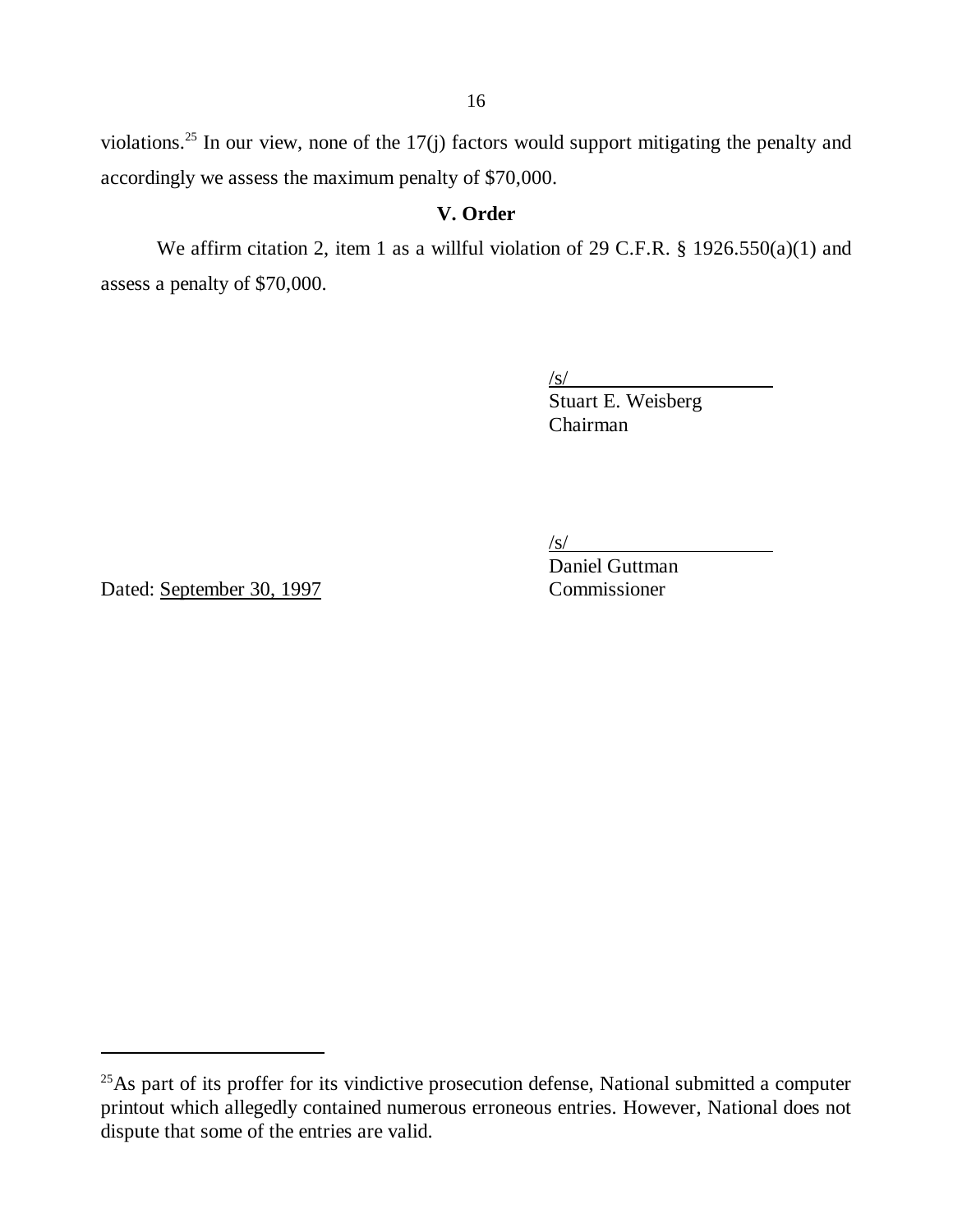violations.[25] In our view, none of the 17(j) factors would support mitigating the penalty and accordingly we assess the maximum penalty of $70,000.

## V. Order

We affirm citation 2, item 1 as a willful violation of 29 C.F.R. § 1926.550(a)(1) and assess a penalty of $70,000.

/s/
Stuart E. Weisberg
Chairman

/s/
Daniel Guttman
Commissioner

Dated: September 30, 1997

---

[25] As part of its proffer for its vindictive prosecution defense, National submitted a computer printout which allegedly contained numerous erroneous entries. However, National does not dispute that some of the entries are valid.